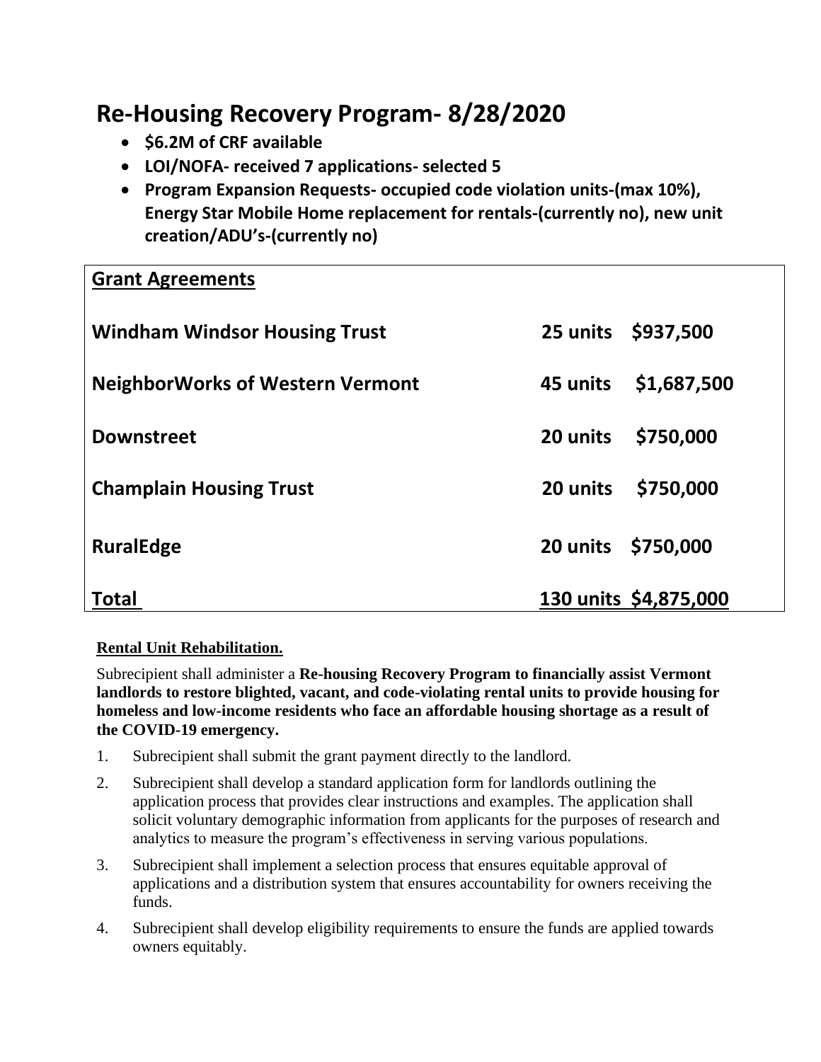# Re-Housing Recovery Program- 8/28/2020

- **$6.2M of CRF available**
- **LOI/NOFA- received 7 applications- selected 5**
- **Program Expansion Requests- occupied code violation units-(max 10%), Energy Star Mobile Home replacement for rentals-(currently no), new unit creation/ADU's-(currently no)**

| **Grant Agreements** | | |
|---|---|---|
| **Windham Windsor Housing Trust** | **25 units** | **$937,500** |
| **NeighborWorks of Western Vermont** | **45 units** | **$1,687,500** |
| **Downstreet** | **20 units** | **$750,000** |
| **Champlain Housing Trust** | **20 units** | **$750,000** |
| **RuralEdge** | **20 units** | **$750,000** |
| **Total** | **130 units** | **$4,875,000** |

**Rental Unit Rehabilitation.**

Subrecipient shall administer a **Re-housing Recovery Program to financially assist Vermont landlords to restore blighted, vacant, and code-violating rental units to provide housing for homeless and low-income residents who face an affordable housing shortage as a result of the COVID-19 emergency.**

1. Subrecipient shall submit the grant payment directly to the landlord.
2. Subrecipient shall develop a standard application form for landlords outlining the application process that provides clear instructions and examples. The application shall solicit voluntary demographic information from applicants for the purposes of research and analytics to measure the program's effectiveness in serving various populations.
3. Subrecipient shall implement a selection process that ensures equitable approval of applications and a distribution system that ensures accountability for owners receiving the funds.
4. Subrecipient shall develop eligibility requirements to ensure the funds are applied towards owners equitably.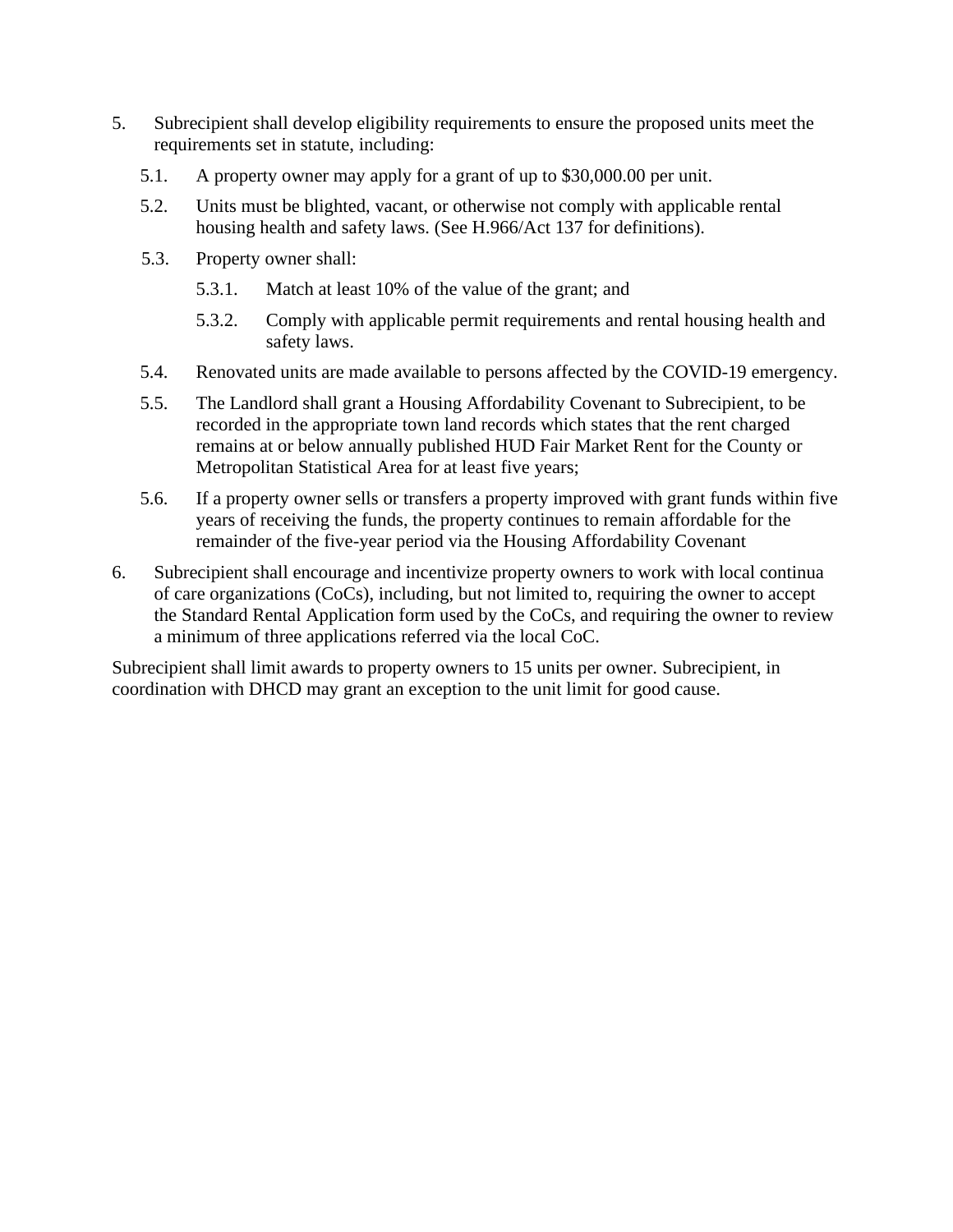5. Subrecipient shall develop eligibility requirements to ensure the proposed units meet the requirements set in statute, including:

   5.1. A property owner may apply for a grant of up to $30,000.00 per unit.

   5.2. Units must be blighted, vacant, or otherwise not comply with applicable rental housing health and safety laws. (See H.966/Act 137 for definitions).

   5.3. Property owner shall:

      5.3.1. Match at least 10% of the value of the grant; and

      5.3.2. Comply with applicable permit requirements and rental housing health and safety laws.

   5.4. Renovated units are made available to persons affected by the COVID-19 emergency.

   5.5. The Landlord shall grant a Housing Affordability Covenant to Subrecipient, to be recorded in the appropriate town land records which states that the rent charged remains at or below annually published HUD Fair Market Rent for the County or Metropolitan Statistical Area for at least five years;

   5.6. If a property owner sells or transfers a property improved with grant funds within five years of receiving the funds, the property continues to remain affordable for the remainder of the five-year period via the Housing Affordability Covenant

6. Subrecipient shall encourage and incentivize property owners to work with local continua of care organizations (CoCs), including, but not limited to, requiring the owner to accept the Standard Rental Application form used by the CoCs, and requiring the owner to review a minimum of three applications referred via the local CoC.

Subrecipient shall limit awards to property owners to 15 units per owner. Subrecipient, in coordination with DHCD may grant an exception to the unit limit for good cause.